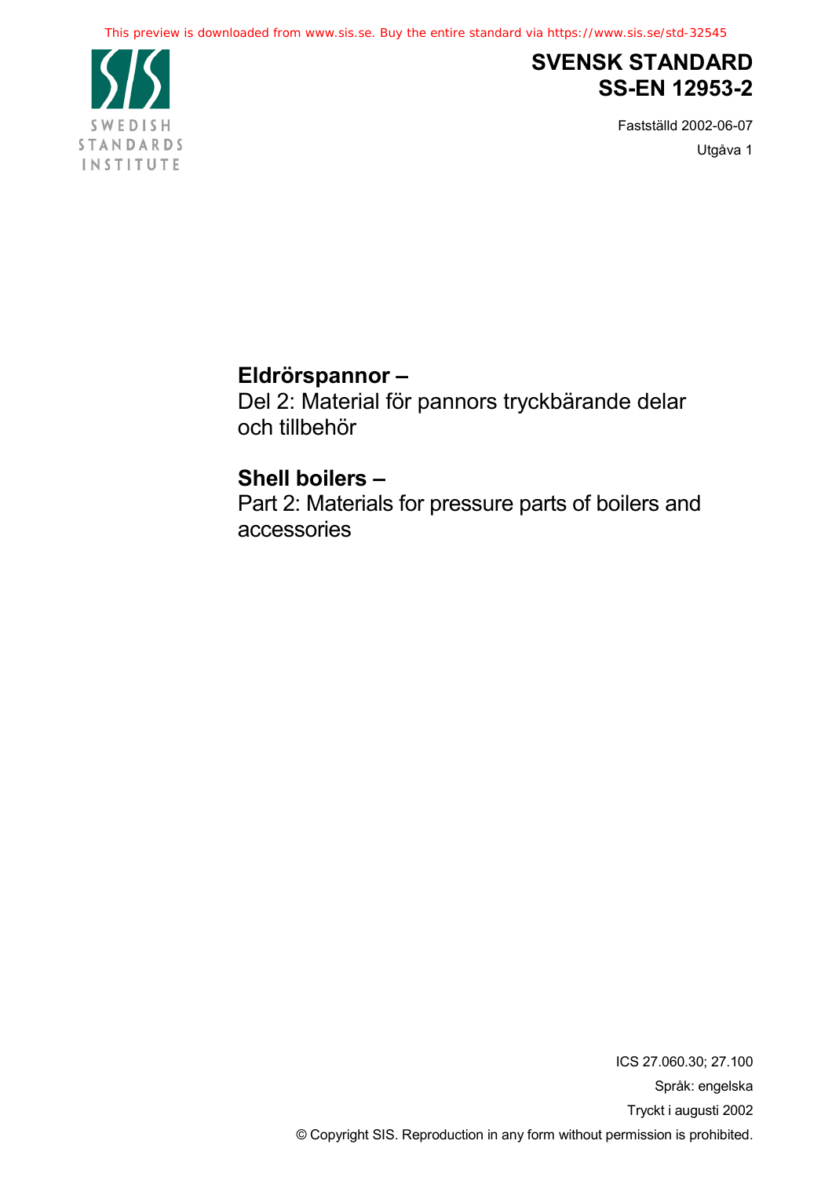This preview is downloaded from www.sis.se. Buy the entire standard via https://www.sis.se/std-32545

SWEDISH STANDARDS INSTITUTE

# SVENSK STANDARD
# SS-EN 12953-2

Fastställd 2002-06-07

Utgåva 1

## Eldrörspannor –
Del 2: Material för pannors tryckbärande delar och tillbehör

## Shell boilers –
Part 2: Materials for pressure parts of boilers and accessories

ICS 27.060.30; 27.100

Språk: engelska

Tryckt i augusti 2002

© Copyright SIS. Reproduction in any form without permission is prohibited.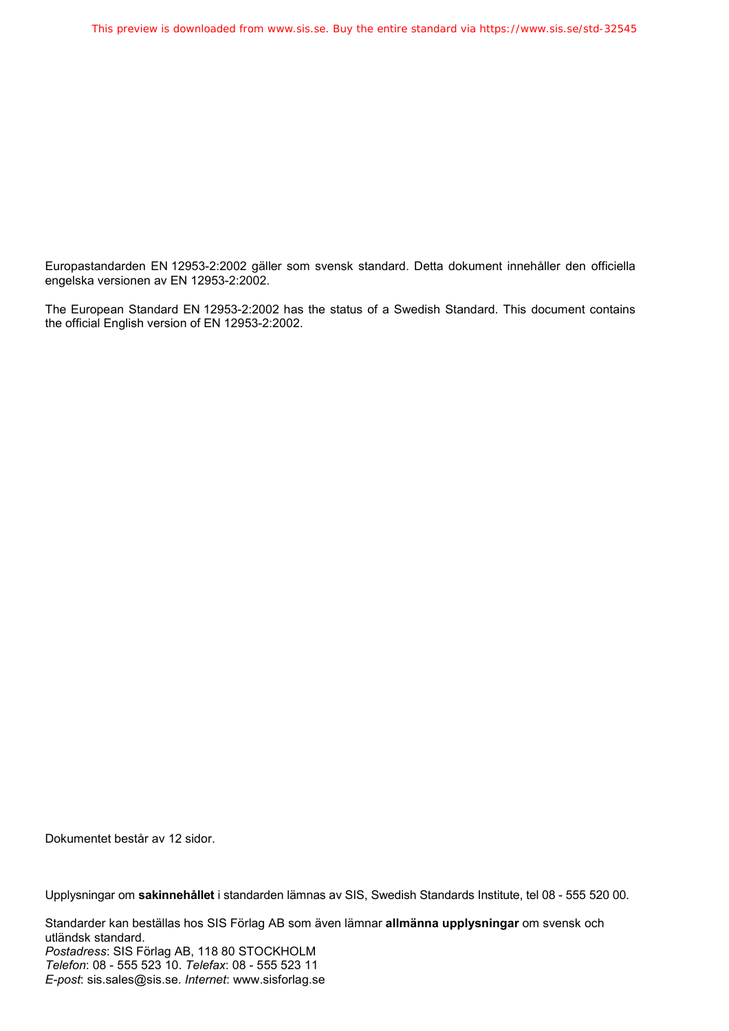Europastandarden EN 12953-2:2002 gäller som svensk standard. Detta dokument innehåller den officiella engelska versionen av EN 12953-2:2002.

The European Standard EN 12953-2:2002 has the status of a Swedish Standard. This document contains the official English version of EN 12953-2:2002.

Dokumentet består av 12 sidor.

Upplysningar om **sakinnehållet** i standarden lämnas av SIS, Swedish Standards Institute, tel 08 - 555 520 00.

Standarder kan beställas hos SIS Förlag AB som även lämnar **allmänna upplysningar** om svensk och utländsk standard.
*Postadress*: SIS Förlag AB, 118 80 STOCKHOLM
*Telefon*: 08 - 555 523 10. *Telefax*: 08 - 555 523 11
*E-post*: sis.sales@sis.se. *Internet*: www.sisforlag.se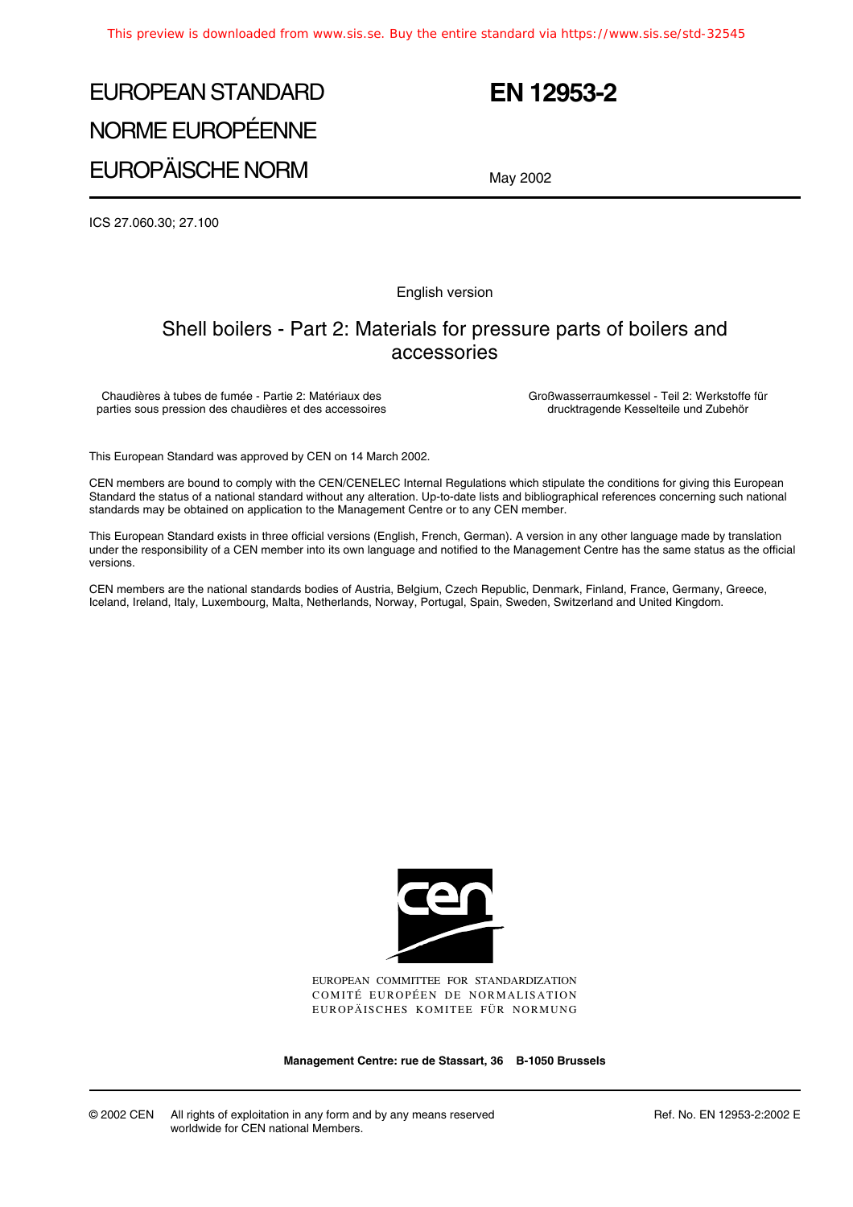# EUROPEAN STANDARD
# NORME EUROPÉENNE
# EUROPÄISCHE NORM

# EN 12953-2

May 2002

ICS 27.060.30; 27.100

English version

## Shell boilers - Part 2: Materials for pressure parts of boilers and accessories

Chaudières à tubes de fumée - Partie 2: Matériaux des parties sous pression des chaudières et des accessoires

Großwasserraumkessel - Teil 2: Werkstoffe für drucktragende Kesselteile und Zubehör

This European Standard was approved by CEN on 14 March 2002.

CEN members are bound to comply with the CEN/CENELEC Internal Regulations which stipulate the conditions for giving this European Standard the status of a national standard without any alteration. Up-to-date lists and bibliographical references concerning such national standards may be obtained on application to the Management Centre or to any CEN member.

This European Standard exists in three official versions (English, French, German). A version in any other language made by translation under the responsibility of a CEN member into its own language and notified to the Management Centre has the same status as the official versions.

CEN members are the national standards bodies of Austria, Belgium, Czech Republic, Denmark, Finland, France, Germany, Greece, Iceland, Ireland, Italy, Luxembourg, Malta, Netherlands, Norway, Portugal, Spain, Sweden, Switzerland and United Kingdom.

EUROPEAN COMMITTEE FOR STANDARDIZATION
COMITÉ EUROPÉEN DE NORMALISATION
EUROPÄISCHES KOMITEE FÜR NORMUNG

**Management Centre: rue de Stassart, 36 B-1050 Brussels**

© 2002 CEN All rights of exploitation in any form and by any means reserved worldwide for CEN national Members.

Ref. No. EN 12953-2:2002 E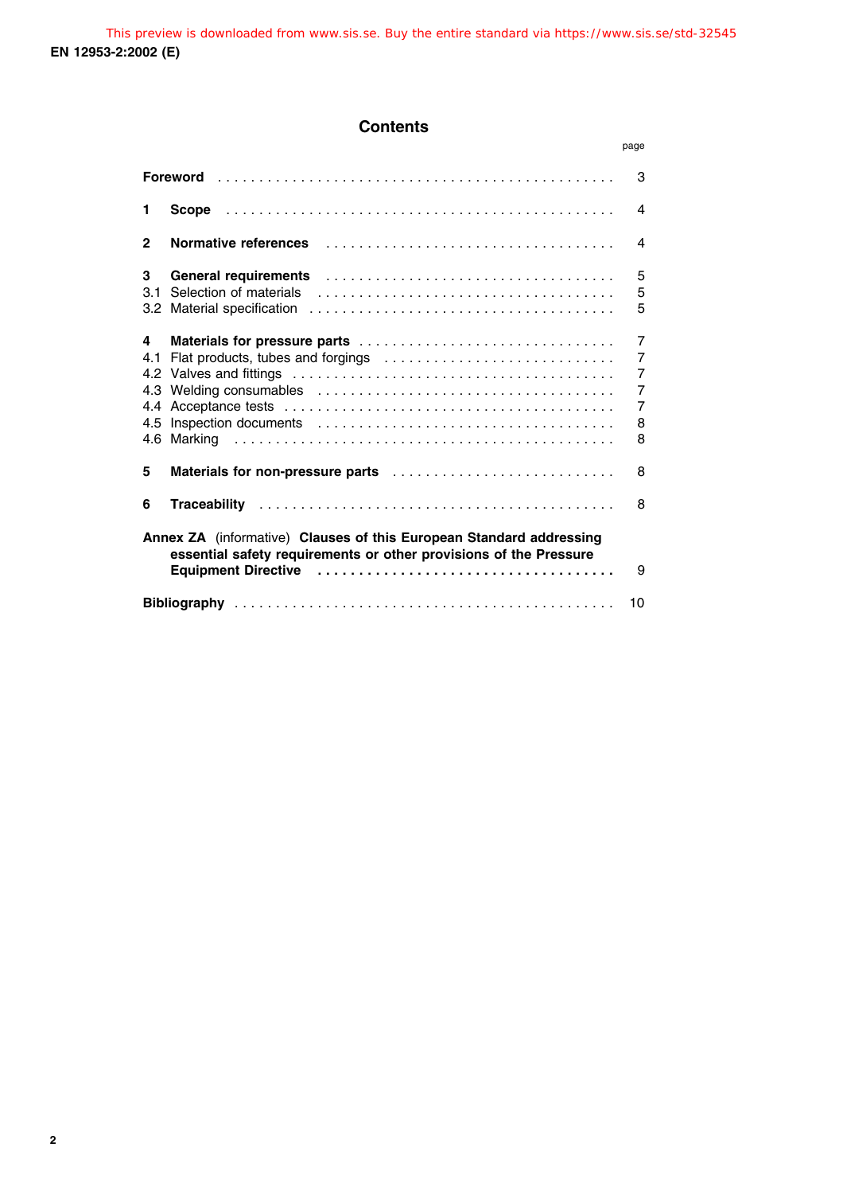# Contents

| | page |
|---|---|
| **Foreword** | 3 |
| **1 Scope** | 4 |
| **2 Normative references** | 4 |
| **3 General requirements** | 5 |
| 3.1 Selection of materials | 5 |
| 3.2 Material specification | 5 |
| **4 Materials for pressure parts** | 7 |
| 4.1 Flat products, tubes and forgings | 7 |
| 4.2 Valves and fittings | 7 |
| 4.3 Welding consumables | 7 |
| 4.4 Acceptance tests | 7 |
| 4.5 Inspection documents | 8 |
| 4.6 Marking | 8 |
| **5 Materials for non-pressure parts** | 8 |
| **6 Traceability** | 8 |
| **Annex ZA** (informative) **Clauses of this European Standard addressing essential safety requirements or other provisions of the Pressure Equipment Directive** | 9 |
| **Bibliography** | 10 |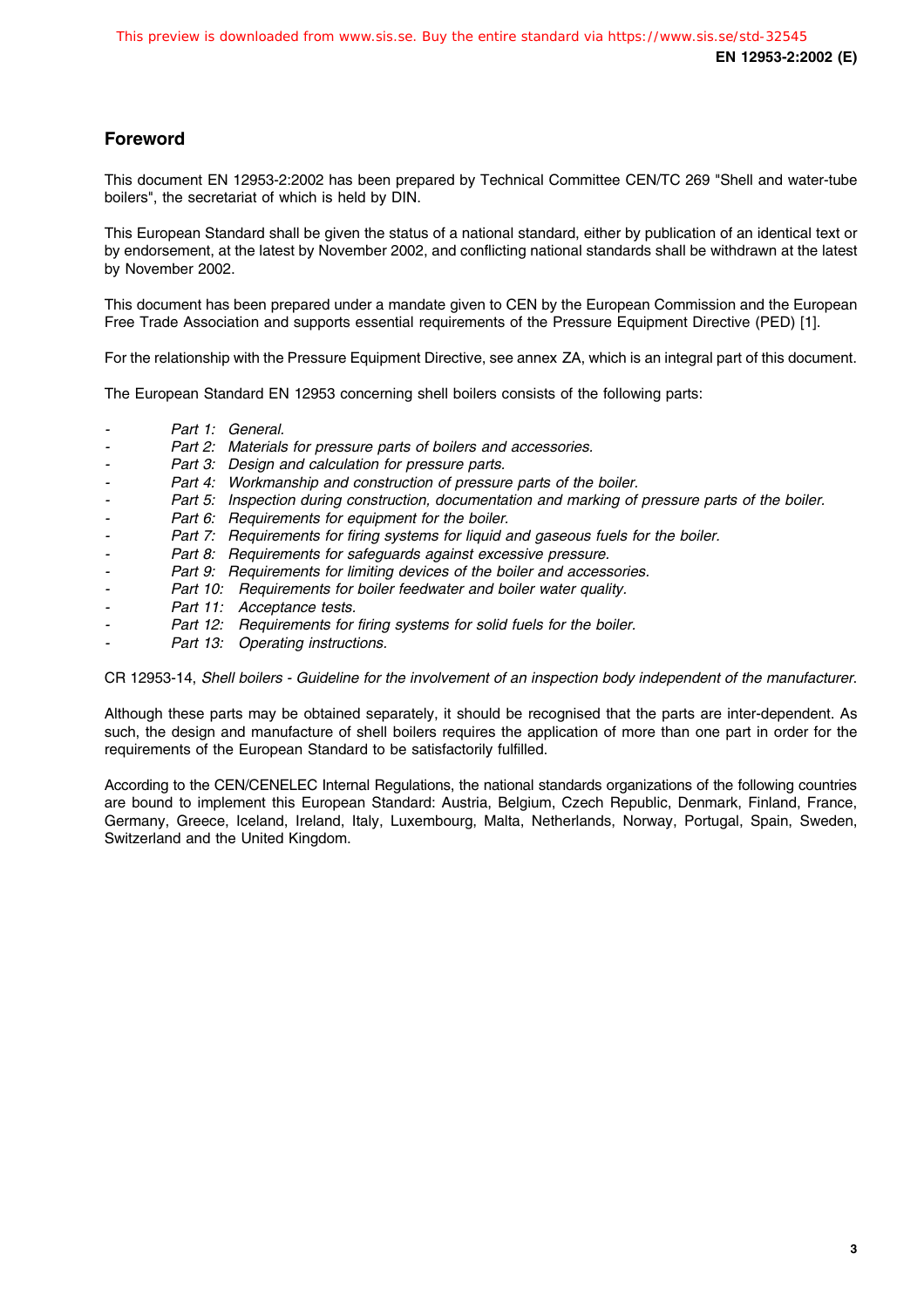## Foreword

This document EN 12953-2:2002 has been prepared by Technical Committee CEN/TC 269 "Shell and water-tube boilers", the secretariat of which is held by DIN.

This European Standard shall be given the status of a national standard, either by publication of an identical text or by endorsement, at the latest by November 2002, and conflicting national standards shall be withdrawn at the latest by November 2002.

This document has been prepared under a mandate given to CEN by the European Commission and the European Free Trade Association and supports essential requirements of the Pressure Equipment Directive (PED) [1].

For the relationship with the Pressure Equipment Directive, see annex ZA, which is an integral part of this document.

The European Standard EN 12953 concerning shell boilers consists of the following parts:

- *Part 1: General.*
- *Part 2: Materials for pressure parts of boilers and accessories.*
- *Part 3: Design and calculation for pressure parts.*
- *Part 4: Workmanship and construction of pressure parts of the boiler.*
- *Part 5: Inspection during construction, documentation and marking of pressure parts of the boiler.*
- *Part 6: Requirements for equipment for the boiler.*
- *Part 7: Requirements for firing systems for liquid and gaseous fuels for the boiler.*
- *Part 8: Requirements for safeguards against excessive pressure.*
- *Part 9: Requirements for limiting devices of the boiler and accessories.*
- *Part 10: Requirements for boiler feedwater and boiler water quality.*
- *Part 11: Acceptance tests.*
- *Part 12: Requirements for firing systems for solid fuels for the boiler.*
- *Part 13: Operating instructions.*

CR 12953-14, *Shell boilers - Guideline for the involvement of an inspection body independent of the manufacturer.*

Although these parts may be obtained separately, it should be recognised that the parts are inter-dependent. As such, the design and manufacture of shell boilers requires the application of more than one part in order for the requirements of the European Standard to be satisfactorily fulfilled.

According to the CEN/CENELEC Internal Regulations, the national standards organizations of the following countries are bound to implement this European Standard: Austria, Belgium, Czech Republic, Denmark, Finland, France, Germany, Greece, Iceland, Ireland, Italy, Luxembourg, Malta, Netherlands, Norway, Portugal, Spain, Sweden, Switzerland and the United Kingdom.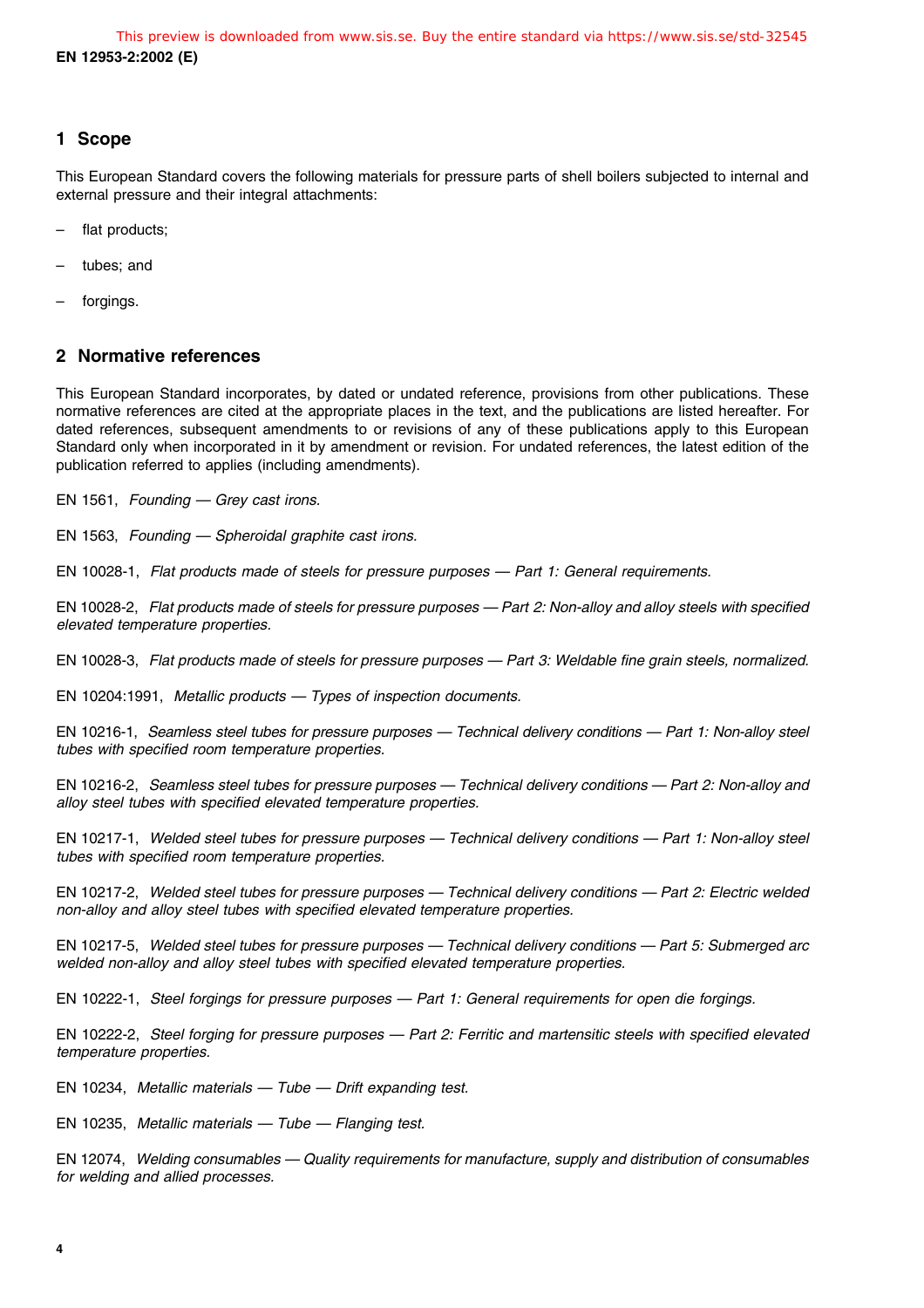## 1 Scope

This European Standard covers the following materials for pressure parts of shell boilers subjected to internal and external pressure and their integral attachments:

- flat products;
- tubes; and
- forgings.

## 2 Normative references

This European Standard incorporates, by dated or undated reference, provisions from other publications. These normative references are cited at the appropriate places in the text, and the publications are listed hereafter. For dated references, subsequent amendments to or revisions of any of these publications apply to this European Standard only when incorporated in it by amendment or revision. For undated references, the latest edition of the publication referred to applies (including amendments).

EN 1561, *Founding — Grey cast irons.*

EN 1563, *Founding — Spheroidal graphite cast irons.*

EN 10028-1, *Flat products made of steels for pressure purposes — Part 1: General requirements.*

EN 10028-2, *Flat products made of steels for pressure purposes — Part 2: Non-alloy and alloy steels with specified elevated temperature properties.*

EN 10028-3, *Flat products made of steels for pressure purposes — Part 3: Weldable fine grain steels, normalized.*

EN 10204:1991, *Metallic products — Types of inspection documents.*

EN 10216-1, *Seamless steel tubes for pressure purposes — Technical delivery conditions — Part 1: Non-alloy steel tubes with specified room temperature properties.*

EN 10216-2, *Seamless steel tubes for pressure purposes — Technical delivery conditions — Part 2: Non-alloy and alloy steel tubes with specified elevated temperature properties.*

EN 10217-1, *Welded steel tubes for pressure purposes — Technical delivery conditions — Part 1: Non-alloy steel tubes with specified room temperature properties.*

EN 10217-2, *Welded steel tubes for pressure purposes — Technical delivery conditions — Part 2: Electric welded non-alloy and alloy steel tubes with specified elevated temperature properties.*

EN 10217-5, *Welded steel tubes for pressure purposes — Technical delivery conditions — Part 5: Submerged arc welded non-alloy and alloy steel tubes with specified elevated temperature properties.*

EN 10222-1, *Steel forgings for pressure purposes — Part 1: General requirements for open die forgings.*

EN 10222-2, *Steel forging for pressure purposes — Part 2: Ferritic and martensitic steels with specified elevated temperature properties.*

EN 10234, *Metallic materials — Tube — Drift expanding test.*

EN 10235, *Metallic materials — Tube — Flanging test.*

EN 12074, *Welding consumables — Quality requirements for manufacture, supply and distribution of consumables for welding and allied processes.*